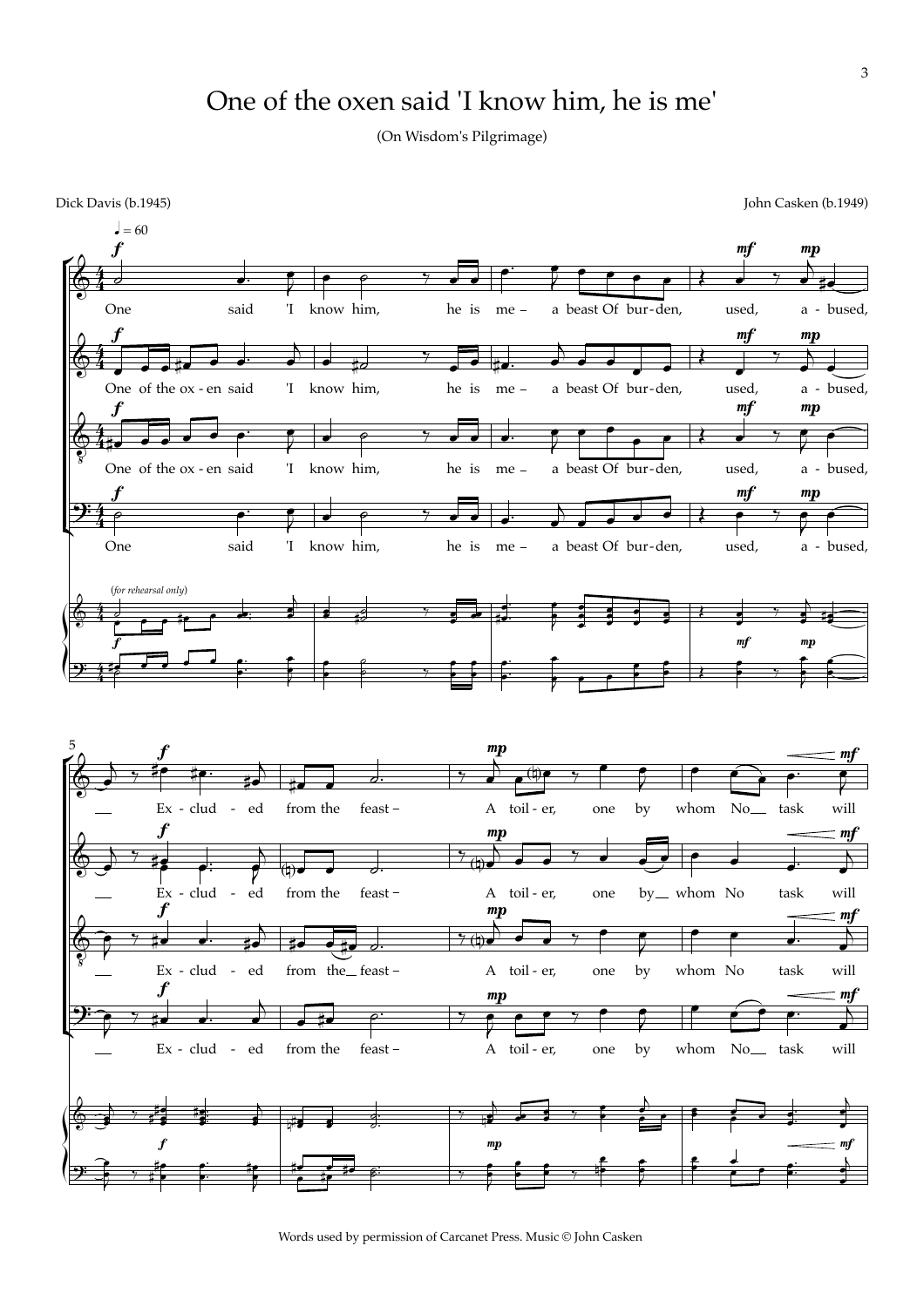# One of the oxen said 'I know him, he is me'

(On Wisdom's Pilgrimage)

Dick Davis (b.1945)

John Casken (b.1949)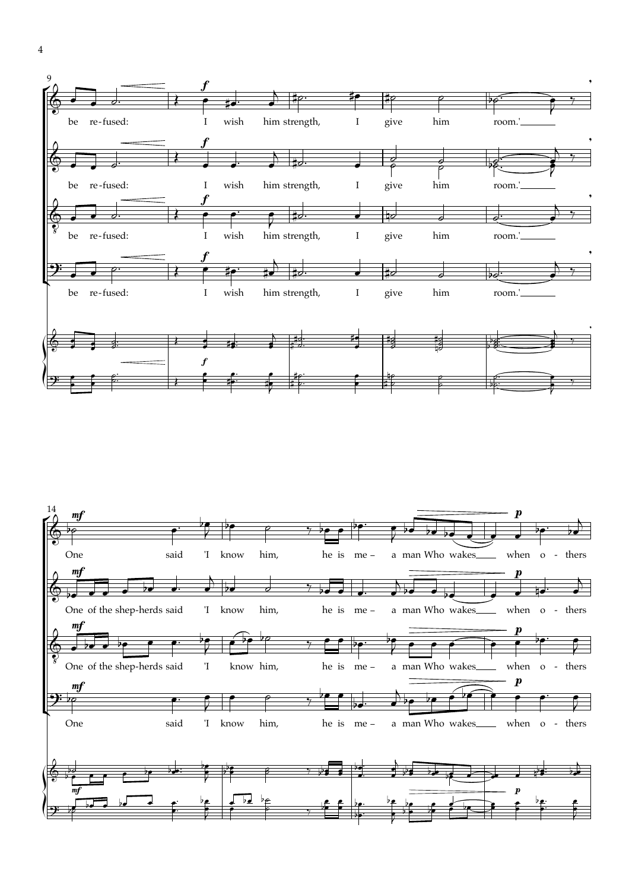be re-fused: I wish him strength, I give him room.'

One of the shep-herds said 'I know him, he is me – a man Who wakes when o - thers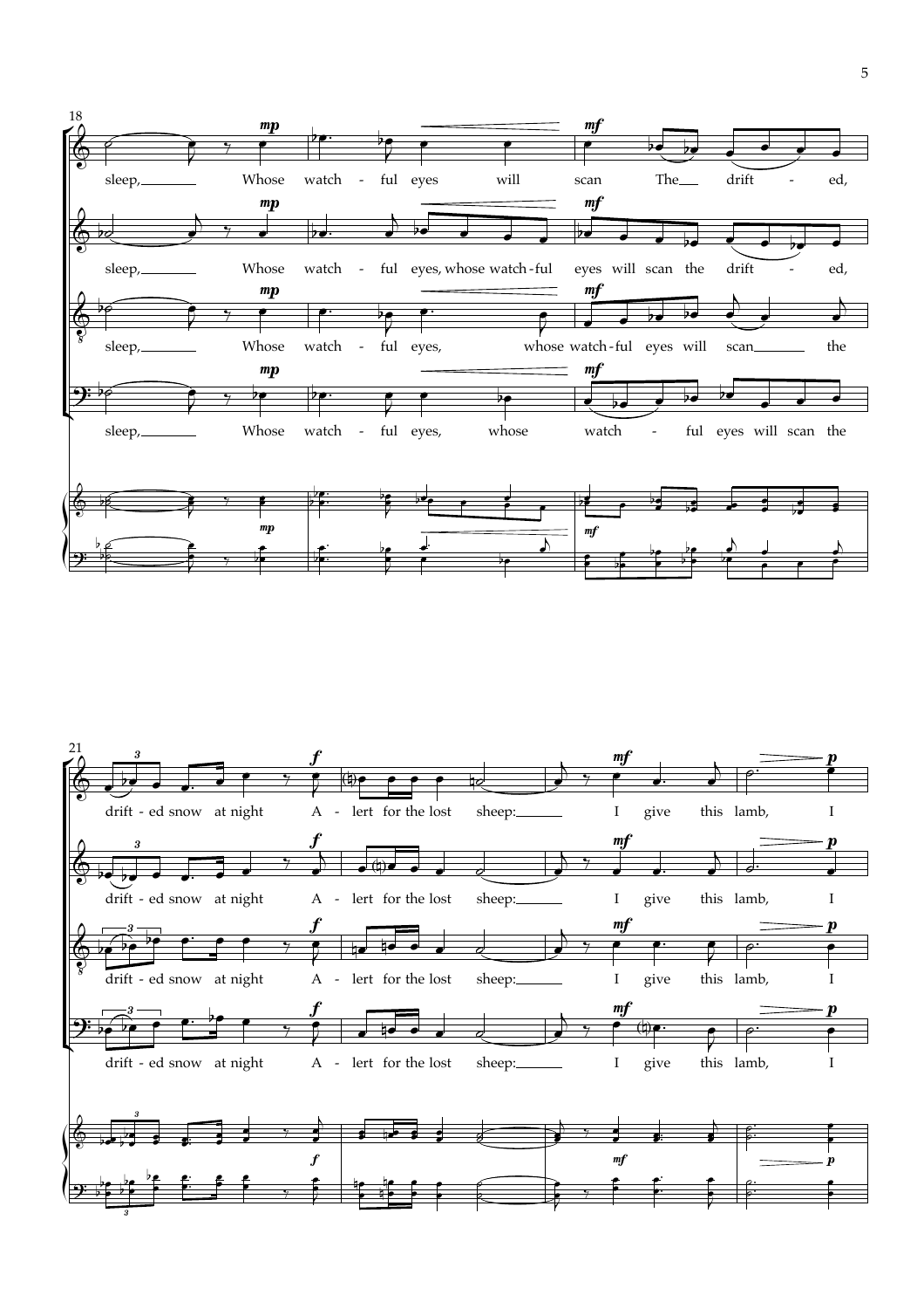18

sleep, Whose watch - ful eyes will scan The drift - ed,

sleep, Whose watch - ful eyes, whose watch-ful eyes will scan the drift - ed,

sleep, Whose watch - ful eyes, whose watch-ful eyes will scan the

sleep, Whose watch - ful eyes, whose watch - ful eyes will scan the

21

drift - ed snow at night A - lert for the lost sheep: I give this lamb, I

drift - ed snow at night A - lert for the lost sheep: I give this lamb, I

drift - ed snow at night A - lert for the lost sheep: I give this lamb, I

drift - ed snow at night A - lert for the lost sheep: I give this lamb, I